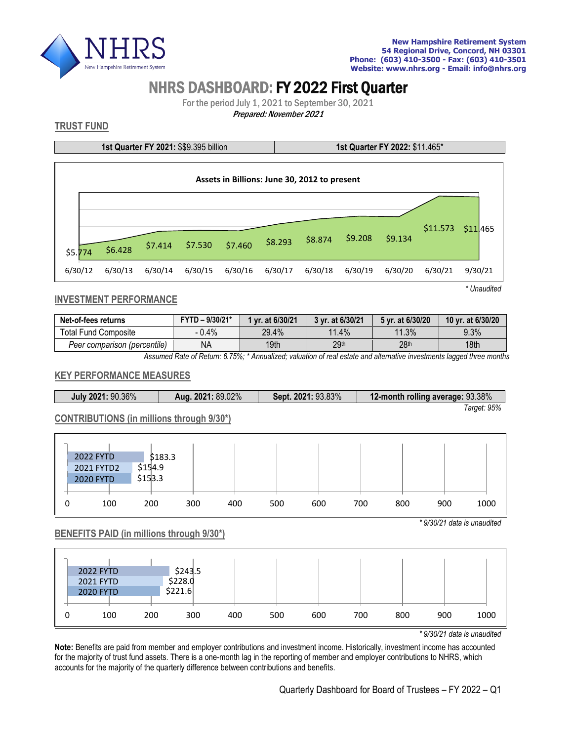New Hampshire Retirement System
54 Regional Drive, Concord, NH 03301
Phone: (603) 410-3500 - Fax: (603) 410-3501
Website: www.nhrs.org - Email: info@nhrs.org

# NHRS DASHBOARD: FY 2022 First Quarter

For the period July 1, 2021 to September 30, 2021

*Prepared: November 2021*

## TRUST FUND

| **1st Quarter FY 2021:** $$9.395 billion | **1st Quarter FY 2022:** $11.465* |
|---|---|

**Assets in Billions: June 30, 2012 to present**

| 6/30/12 | 6/30/13 | 6/30/14 | 6/30/15 | 6/30/16 | 6/30/17 | 6/30/18 | 6/30/19 | 6/30/20 | 6/30/21 | 9/30/21 |
|---|---|---|---|---|---|---|---|---|---|---|
| $5.774 | $6.428 | $7.414 | $7.530 | $7.460 | $8.293 | $8.874 | $9.208 | $9.134 | $11.573 | $11.465 |

*\* Unaudited*

## INVESTMENT PERFORMANCE

| Net-of-fees returns | FYTD – 9/30/21* | 1 yr. at 6/30/21 | 3 yr. at 6/30/21 | 5 yr. at 6/30/20 | 10 yr. at 6/30/20 |
|---|---|---|---|---|---|
| Total Fund Composite | - 0.4% | 29.4% | 11.4% | 11.3% | 9.3% |
| *Peer comparison (percentile)* | NA | 19th | 29th | 28th | 18th |

*Assumed Rate of Return: 6.75%; * Annualized; valuation of real estate and alternative investments lagged three months*

## KEY PERFORMANCE MEASURES

| **July 2021:** 90.36% | **Aug. 2021:** 89.02% | **Sept. 2021:** 93.83% | **12-month rolling average:** 93.38% |
|---|---|---|---|

*Target: 95%*

## CONTRIBUTIONS (in millions through 9/30*)

| Period | Amount |
|---|---|
| 2022 FYTD | $183.3 |
| 2021 FYTD2 | $154.9 |
| 2020 FYTD | $153.3 |

*\* 9/30/21 data is unaudited*

## BENEFITS PAID (in millions through 9/30*)

| Period | Amount |
|---|---|
| 2022 FYTD | $243.5 |
| 2021 FYTD | $228.0 |
| 2020 FYTD | $221.6 |

*\* 9/30/21 data is unaudited*

**Note:** Benefits are paid from member and employer contributions and investment income. Historically, investment income has accounted for the majority of trust fund assets. There is a one-month lag in the reporting of member and employer contributions to NHRS, which accounts for the majority of the quarterly difference between contributions and benefits.

Quarterly Dashboard for Board of Trustees – FY 2022 – Q1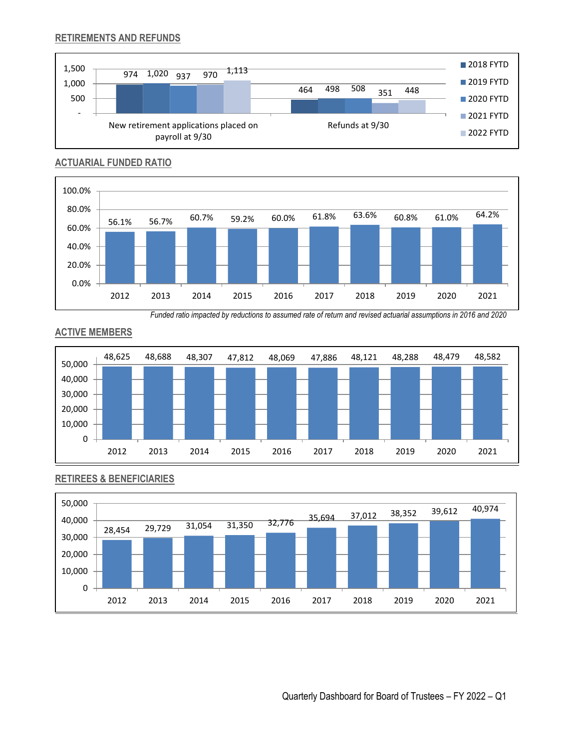## RETIREMENTS AND REFUNDS

1,500
1,000
500
-

974 1,020 937 970 1,113

464 498 508 351 448

New retirement applications placed on payroll at 9/30

Refunds at 9/30

2018 FYTD
2019 FYTD
2020 FYTD
2021 FYTD
2022 FYTD

## ACTUARIAL FUNDED RATIO

100.0%
80.0%
60.0%
40.0%
20.0%
0.0%

56.1% 56.7% 60.7% 59.2% 60.0% 61.8% 63.6% 60.8% 61.0% 64.2%

2012 2013 2014 2015 2016 2017 2018 2019 2020 2021

*Funded ratio impacted by reductions to assumed rate of return and revised actuarial assumptions in 2016 and 2020*

## ACTIVE MEMBERS

50,000
40,000
30,000
20,000
10,000
0

48,625 48,688 48,307 47,812 48,069 47,886 48,121 48,288 48,479 48,582

2012 2013 2014 2015 2016 2017 2018 2019 2020 2021

## RETIREES & BENEFICIARIES

50,000
40,000
30,000
20,000
10,000
0

28,454 29,729 31,054 31,350 32,776 35,694 37,012 38,352 39,612 40,974

2012 2013 2014 2015 2016 2017 2018 2019 2020 2021